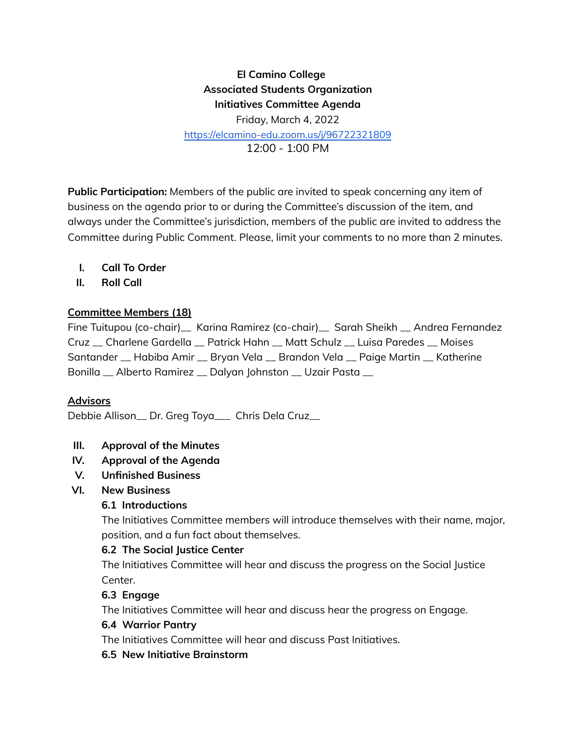**El Camino College**
**Associated Students Organization**
**Initiatives Committee Agenda**
Friday, March 4, 2022
https://elcamino-edu.zoom.us/j/96722321809
12:00 - 1:00 PM

**Public Participation:** Members of the public are invited to speak concerning any item of business on the agenda prior to or during the Committee's discussion of the item, and always under the Committee's jurisdiction, members of the public are invited to address the Committee during Public Comment. Please, limit your comments to no more than 2 minutes.

I. **Call To Order**
II. **Roll Call**

**Committee Members (18)**
Fine Tuitupou (co-chair)__ Karina Ramirez (co-chair)__ Sarah Sheikh __ Andrea Fernandez Cruz __ Charlene Gardella __ Patrick Hahn __ Matt Schulz __ Luisa Paredes __ Moises Santander __ Habiba Amir __ Bryan Vela __ Brandon Vela __ Paige Martin __ Katherine Bonilla __ Alberto Ramirez __ Dalyan Johnston __ Uzair Pasta __

**Advisors**
Debbie Allison__ Dr. Greg Toya___ Chris Dela Cruz__

III. **Approval of the Minutes**
IV. **Approval of the Agenda**
V. **Unfinished Business**
VI. **New Business**

**6.1 Introductions**
The Initiatives Committee members will introduce themselves with their name, major, position, and a fun fact about themselves.

**6.2 The Social Justice Center**
The Initiatives Committee will hear and discuss the progress on the Social Justice Center.

**6.3 Engage**
The Initiatives Committee will hear and discuss hear the progress on Engage.

**6.4 Warrior Pantry**
The Initiatives Committee will hear and discuss Past Initiatives.

**6.5 New Initiative Brainstorm**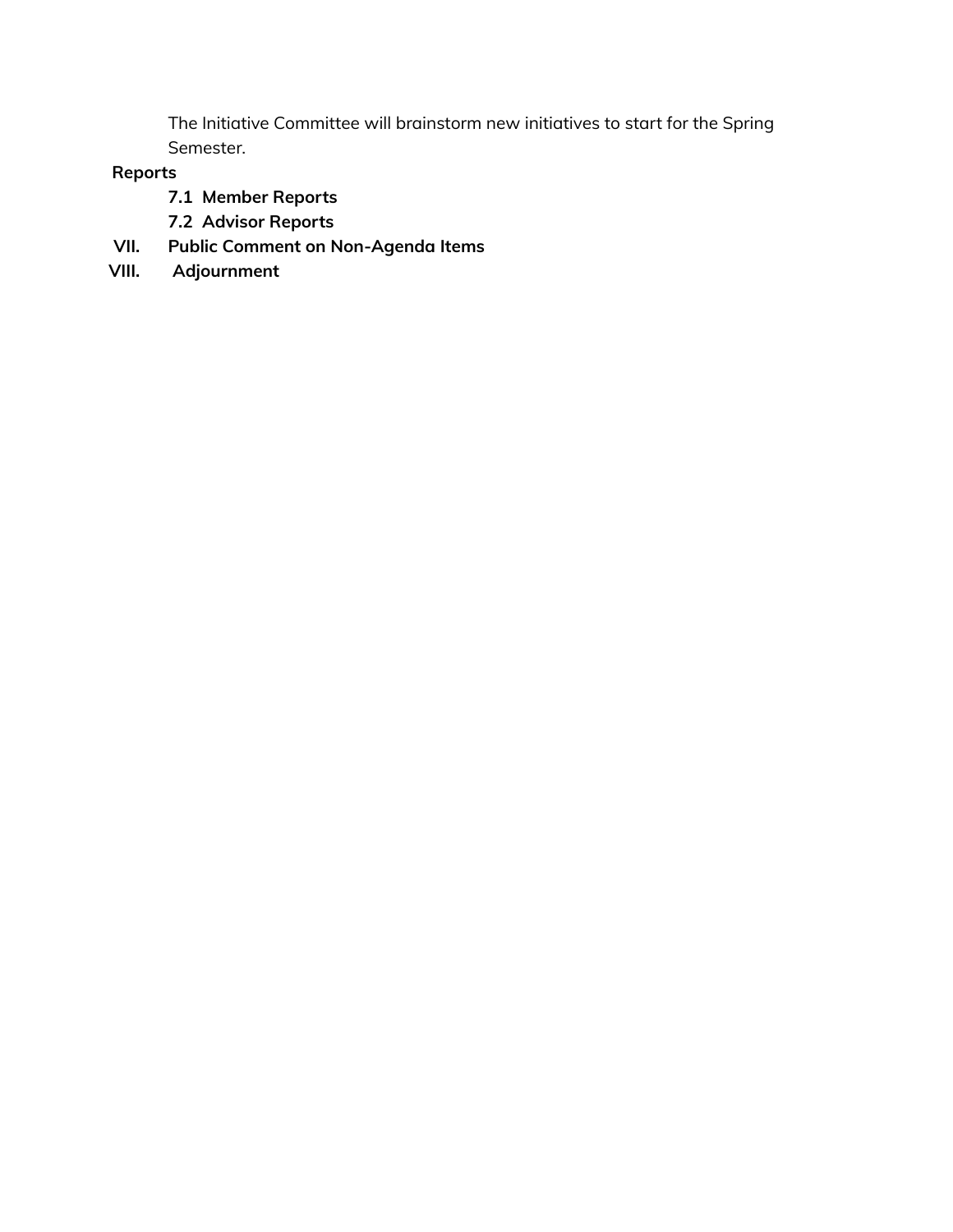The Initiative Committee will brainstorm new initiatives to start for the Spring Semester.

**Reports**

**7.1 Member Reports**

**7.2 Advisor Reports**

**VII. Public Comment on Non-Agenda Items**

**VIII. Adjournment**